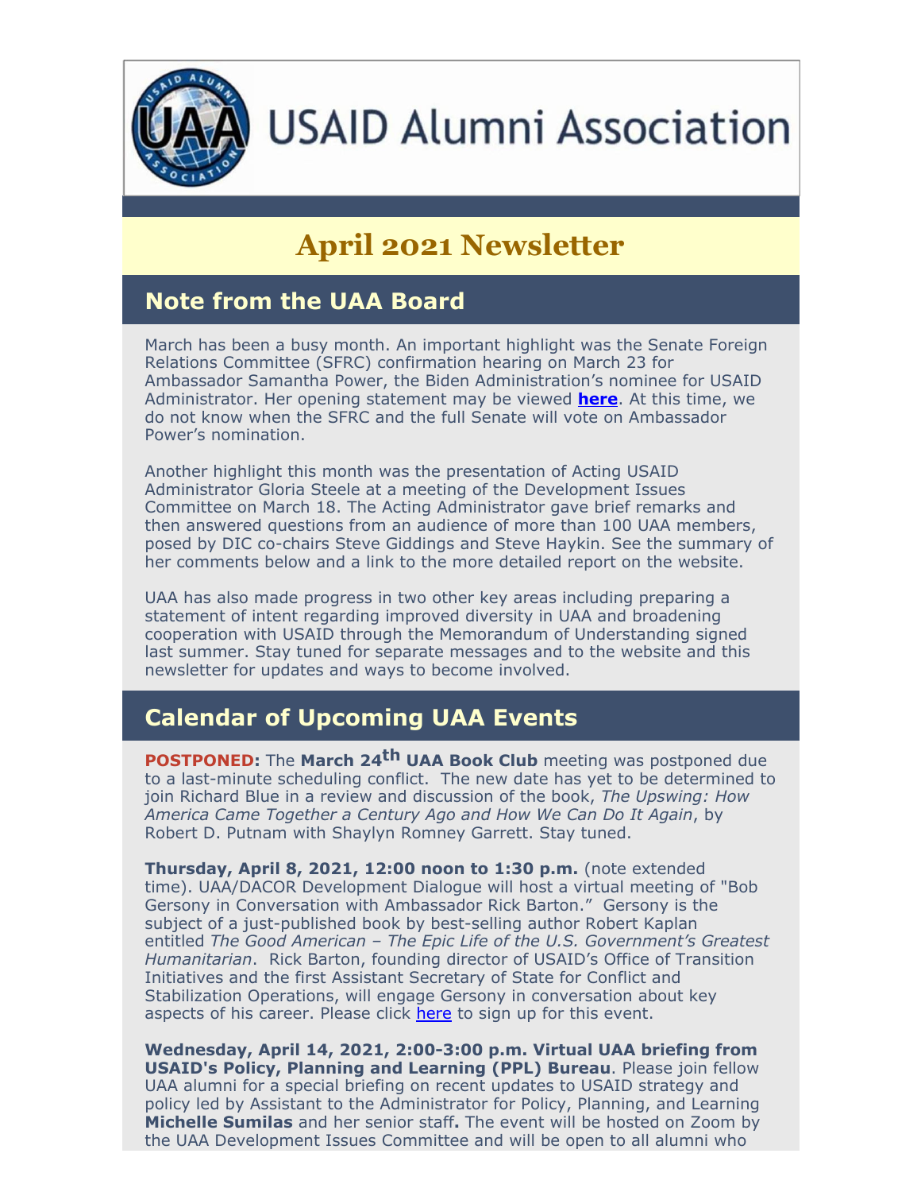# USAID Alumni Association

## April 2021 Newsletter

## Note from the UAA Board

March has been a busy month. An important highlight was the Senate Foreign Relations Committee (SFRC) confirmation hearing on March 23 for Ambassador Samantha Power, the Biden Administration's nominee for USAID Administrator. Her opening statement may be viewed **here**. At this time, we do not know when the SFRC and the full Senate will vote on Ambassador Power's nomination.

Another highlight this month was the presentation of Acting USAID Administrator Gloria Steele at a meeting of the Development Issues Committee on March 18. The Acting Administrator gave brief remarks and then answered questions from an audience of more than 100 UAA members, posed by DIC co-chairs Steve Giddings and Steve Haykin. See the summary of her comments below and a link to the more detailed report on the website.

UAA has also made progress in two other key areas including preparing a statement of intent regarding improved diversity in UAA and broadening cooperation with USAID through the Memorandum of Understanding signed last summer. Stay tuned for separate messages and to the website and this newsletter for updates and ways to become involved.

## Calendar of Upcoming UAA Events

**POSTPONED:** The **March 24th UAA Book Club** meeting was postponed due to a last-minute scheduling conflict. The new date has yet to be determined to join Richard Blue in a review and discussion of the book, *The Upswing: How America Came Together a Century Ago and How We Can Do It Again*, by Robert D. Putnam with Shaylyn Romney Garrett. Stay tuned.

**Thursday, April 8, 2021, 12:00 noon to 1:30 p.m.** (note extended time). UAA/DACOR Development Dialogue will host a virtual meeting of "Bob Gersony in Conversation with Ambassador Rick Barton." Gersony is the subject of a just-published book by best-selling author Robert Kaplan entitled *The Good American – The Epic Life of the U.S. Government's Greatest Humanitarian*. Rick Barton, founding director of USAID's Office of Transition Initiatives and the first Assistant Secretary of State for Conflict and Stabilization Operations, will engage Gersony in conversation about key aspects of his career. Please click here to sign up for this event.

**Wednesday, April 14, 2021, 2:00-3:00 p.m. Virtual UAA briefing from USAID's Policy, Planning and Learning (PPL) Bureau**. Please join fellow UAA alumni for a special briefing on recent updates to USAID strategy and policy led by Assistant to the Administrator for Policy, Planning, and Learning **Michelle Sumilas** and her senior staff**.** The event will be hosted on Zoom by the UAA Development Issues Committee and will be open to all alumni who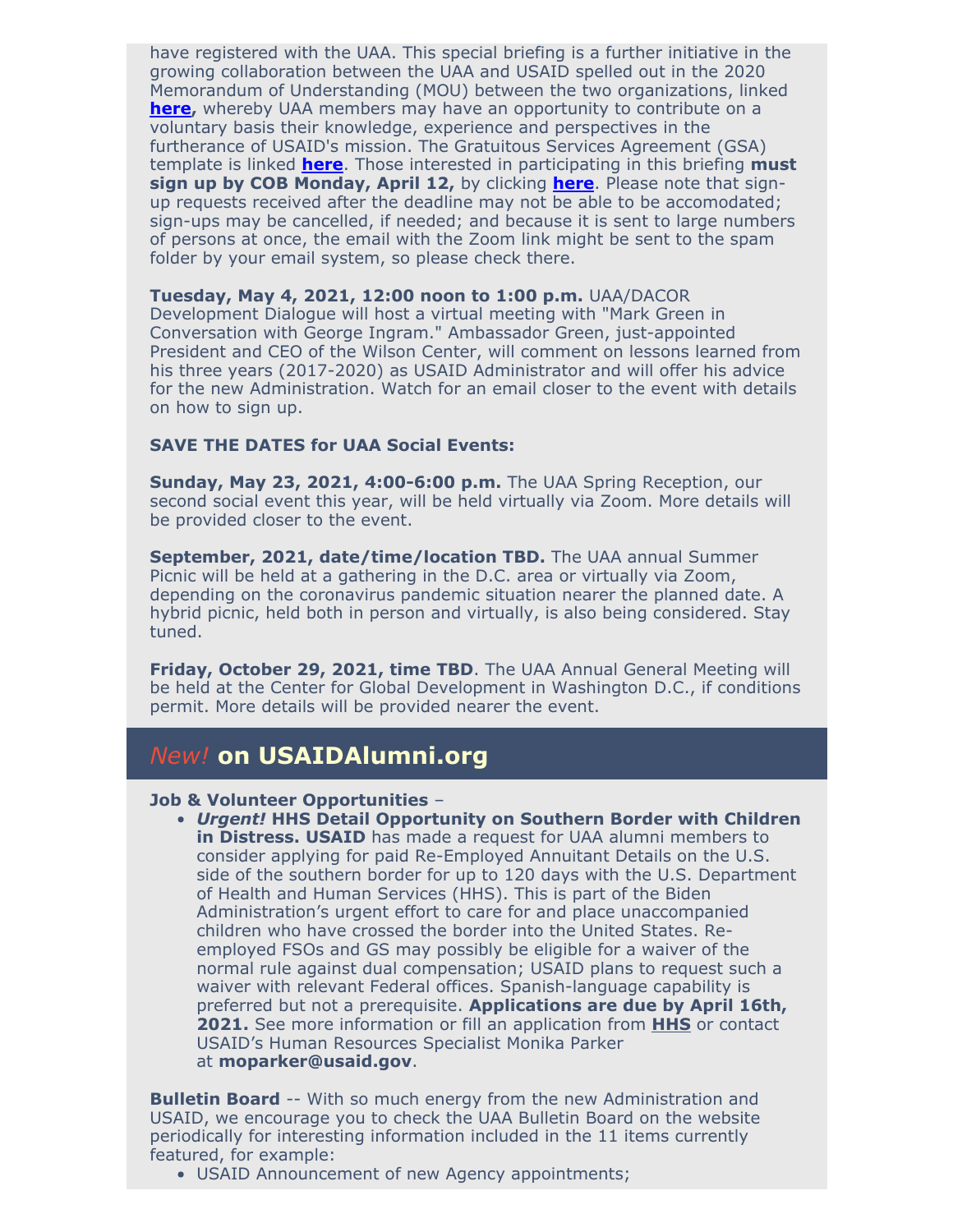have registered with the UAA. This special briefing is a further initiative in the growing collaboration between the UAA and USAID spelled out in the 2020 Memorandum of Understanding (MOU) between the two organizations, linked **here**, whereby UAA members may have an opportunity to contribute on a voluntary basis their knowledge, experience and perspectives in the furtherance of USAID's mission. The Gratuitous Services Agreement (GSA) template is linked **here**. Those interested in participating in this briefing **must sign up by COB Monday, April 12,** by clicking **here**. Please note that sign-up requests received after the deadline may not be able to be accomodated; sign-ups may be cancelled, if needed; and because it is sent to large numbers of persons at once, the email with the Zoom link might be sent to the spam folder by your email system, so please check there.

**Tuesday, May 4, 2021, 12:00 noon to 1:00 p.m.** UAA/DACOR Development Dialogue will host a virtual meeting with "Mark Green in Conversation with George Ingram." Ambassador Green, just-appointed President and CEO of the Wilson Center, will comment on lessons learned from his three years (2017-2020) as USAID Administrator and will offer his advice for the new Administration. Watch for an email closer to the event with details on how to sign up.

**SAVE THE DATES for UAA Social Events:**

**Sunday, May 23, 2021, 4:00-6:00 p.m.** The UAA Spring Reception, our second social event this year, will be held virtually via Zoom. More details will be provided closer to the event.

**September, 2021, date/time/location TBD.** The UAA annual Summer Picnic will be held at a gathering in the D.C. area or virtually via Zoom, depending on the coronavirus pandemic situation nearer the planned date. A hybrid picnic, held both in person and virtually, is also being considered. Stay tuned.

**Friday, October 29, 2021, time TBD**. The UAA Annual General Meeting will be held at the Center for Global Development in Washington D.C., if conditions permit. More details will be provided nearer the event.

## *New!* on USAIDAlumni.org

**Job & Volunteer Opportunities** –

- ***Urgent!*** **HHS Detail Opportunity on Southern Border with Children in Distress. USAID** has made a request for UAA alumni members to consider applying for paid Re-Employed Annuitant Details on the U.S. side of the southern border for up to 120 days with the U.S. Department of Health and Human Services (HHS). This is part of the Biden Administration's urgent effort to care for and place unaccompanied children who have crossed the border into the United States. Re-employed FSOs and GS may possibly be eligible for a waiver of the normal rule against dual compensation; USAID plans to request such a waiver with relevant Federal offices. Spanish-language capability is preferred but not a prerequisite. **Applications are due by April 16th, 2021.** See more information or fill an application from **HHS** or contact USAID's Human Resources Specialist Monika Parker at **moparker@usaid.gov**.

**Bulletin Board** -- With so much energy from the new Administration and USAID, we encourage you to check the UAA Bulletin Board on the website periodically for interesting information included in the 11 items currently featured, for example:

- USAID Announcement of new Agency appointments;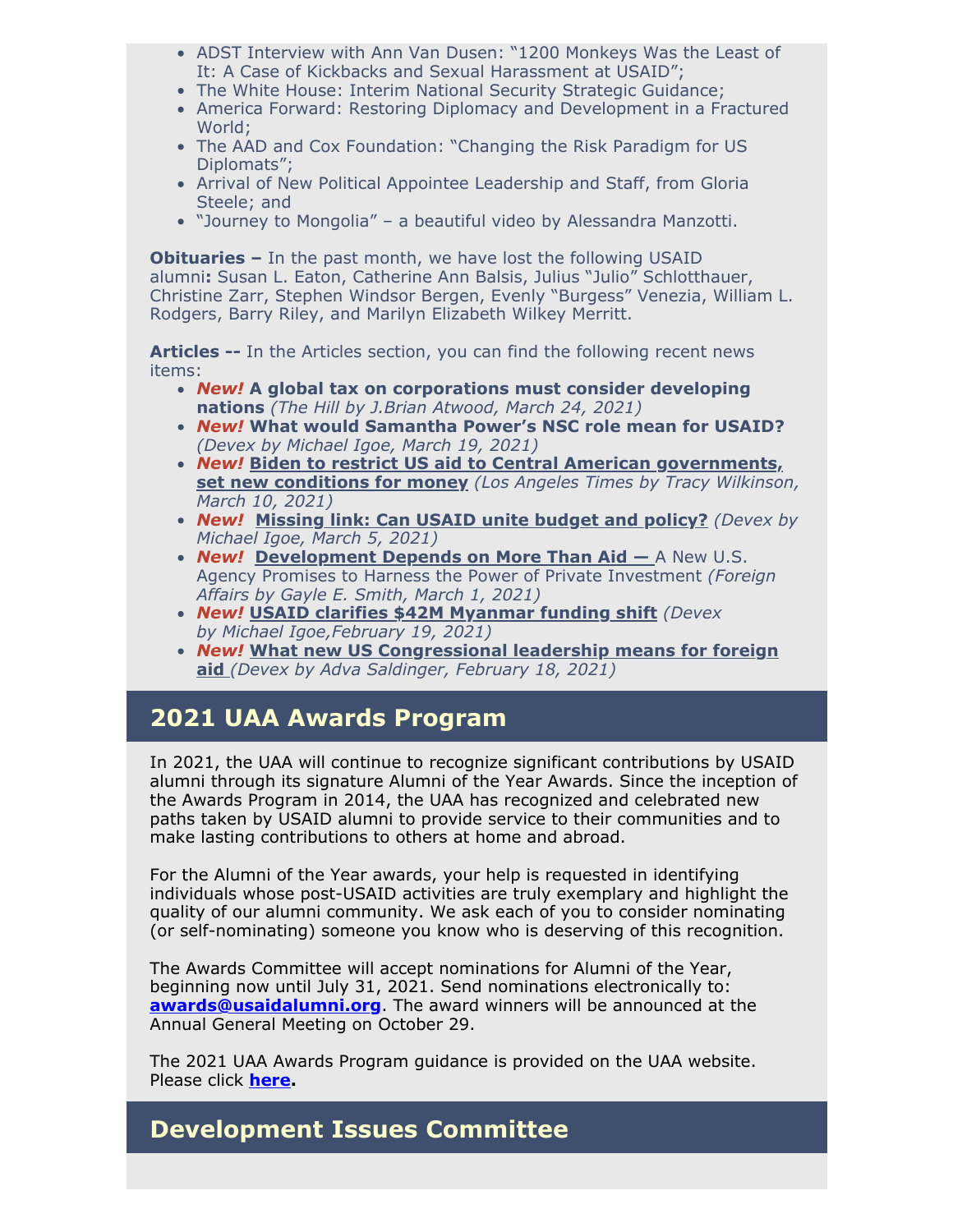- ADST Interview with Ann Van Dusen: "1200 Monkeys Was the Least of It: A Case of Kickbacks and Sexual Harassment at USAID";
- The White House: Interim National Security Strategic Guidance;
- America Forward: Restoring Diplomacy and Development in a Fractured World;
- The AAD and Cox Foundation: "Changing the Risk Paradigm for US Diplomats";
- Arrival of New Political Appointee Leadership and Staff, from Gloria Steele; and
- "Journey to Mongolia" – a beautiful video by Alessandra Manzotti.

**Obituaries –** In the past month, we have lost the following USAID alumni**:** Susan L. Eaton, Catherine Ann Balsis, Julius "Julio" Schlotthauer, Christine Zarr, Stephen Windsor Bergen, Evenly "Burgess" Venezia, William L. Rodgers, Barry Riley, and Marilyn Elizabeth Wilkey Merritt.

**Articles --** In the Articles section, you can find the following recent news items:

- ***New!*** **A global tax on corporations must consider developing nations** *(The Hill by J.Brian Atwood, March 24, 2021)*
- ***New!*** **What would Samantha Power's NSC role mean for USAID?** *(Devex by Michael Igoe, March 19, 2021)*
- ***New!*** **Biden to restrict US aid to Central American governments, set new conditions for money** *(Los Angeles Times by Tracy Wilkinson, March 10, 2021)*
- ***New!*** **Missing link: Can USAID unite budget and policy?** *(Devex by Michael Igoe, March 5, 2021)*
- ***New!*** **Development Depends on More Than Aid —** A New U.S. Agency Promises to Harness the Power of Private Investment *(Foreign Affairs by Gayle E. Smith, March 1, 2021)*
- ***New!*** **USAID clarifies $42M Myanmar funding shift** *(Devex by Michael Igoe,February 19, 2021)*
- ***New!*** **What new US Congressional leadership means for foreign aid** *(Devex by Adva Saldinger, February 18, 2021)*

## 2021 UAA Awards Program

In 2021, the UAA will continue to recognize significant contributions by USAID alumni through its signature Alumni of the Year Awards. Since the inception of the Awards Program in 2014, the UAA has recognized and celebrated new paths taken by USAID alumni to provide service to their communities and to make lasting contributions to others at home and abroad.

For the Alumni of the Year awards, your help is requested in identifying individuals whose post-USAID activities are truly exemplary and highlight the quality of our alumni community. We ask each of you to consider nominating (or self-nominating) someone you know who is deserving of this recognition.

The Awards Committee will accept nominations for Alumni of the Year, beginning now until July 31, 2021. Send nominations electronically to: **awards@usaidalumni.org**. The award winners will be announced at the Annual General Meeting on October 29.

The 2021 UAA Awards Program guidance is provided on the UAA website. Please click **here.**

## Development Issues Committee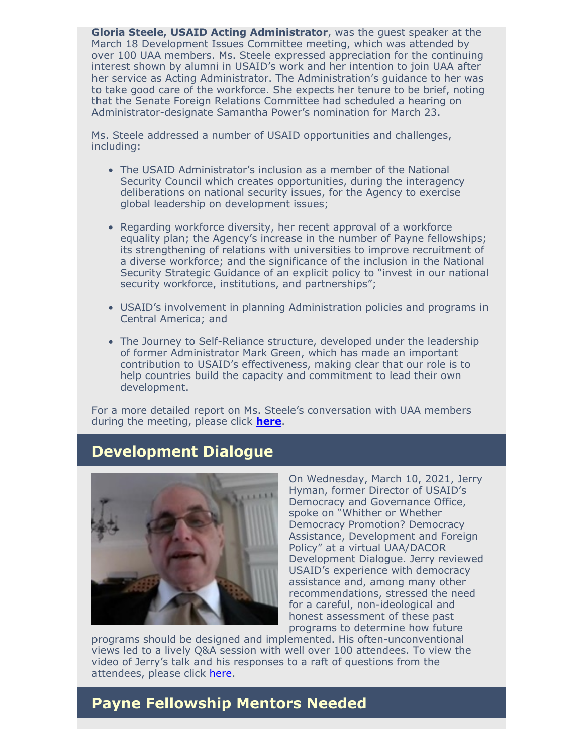**Gloria Steele, USAID Acting Administrator**, was the guest speaker at the March 18 Development Issues Committee meeting, which was attended by over 100 UAA members. Ms. Steele expressed appreciation for the continuing interest shown by alumni in USAID's work and her intention to join UAA after her service as Acting Administrator. The Administration's guidance to her was to take good care of the workforce. She expects her tenure to be brief, noting that the Senate Foreign Relations Committee had scheduled a hearing on Administrator-designate Samantha Power's nomination for March 23.

Ms. Steele addressed a number of USAID opportunities and challenges, including:

- The USAID Administrator's inclusion as a member of the National Security Council which creates opportunities, during the interagency deliberations on national security issues, for the Agency to exercise global leadership on development issues;
- Regarding workforce diversity, her recent approval of a workforce equality plan; the Agency's increase in the number of Payne fellowships; its strengthening of relations with universities to improve recruitment of a diverse workforce; and the significance of the inclusion in the National Security Strategic Guidance of an explicit policy to "invest in our national security workforce, institutions, and partnerships";
- USAID's involvement in planning Administration policies and programs in Central America; and
- The Journey to Self-Reliance structure, developed under the leadership of former Administrator Mark Green, which has made an important contribution to USAID's effectiveness, making clear that our role is to help countries build the capacity and commitment to lead their own development.

For a more detailed report on Ms. Steele's conversation with UAA members during the meeting, please click **here**.

## Development Dialogue

On Wednesday, March 10, 2021, Jerry Hyman, former Director of USAID's Democracy and Governance Office, spoke on "Whither or Whether Democracy Promotion? Democracy Assistance, Development and Foreign Policy" at a virtual UAA/DACOR Development Dialogue. Jerry reviewed USAID's experience with democracy assistance and, among many other recommendations, stressed the need for a careful, non-ideological and honest assessment of these past programs to determine how future programs should be designed and implemented. His often-unconventional views led to a lively Q&A session with well over 100 attendees. To view the video of Jerry's talk and his responses to a raft of questions from the attendees, please click here.

## Payne Fellowship Mentors Needed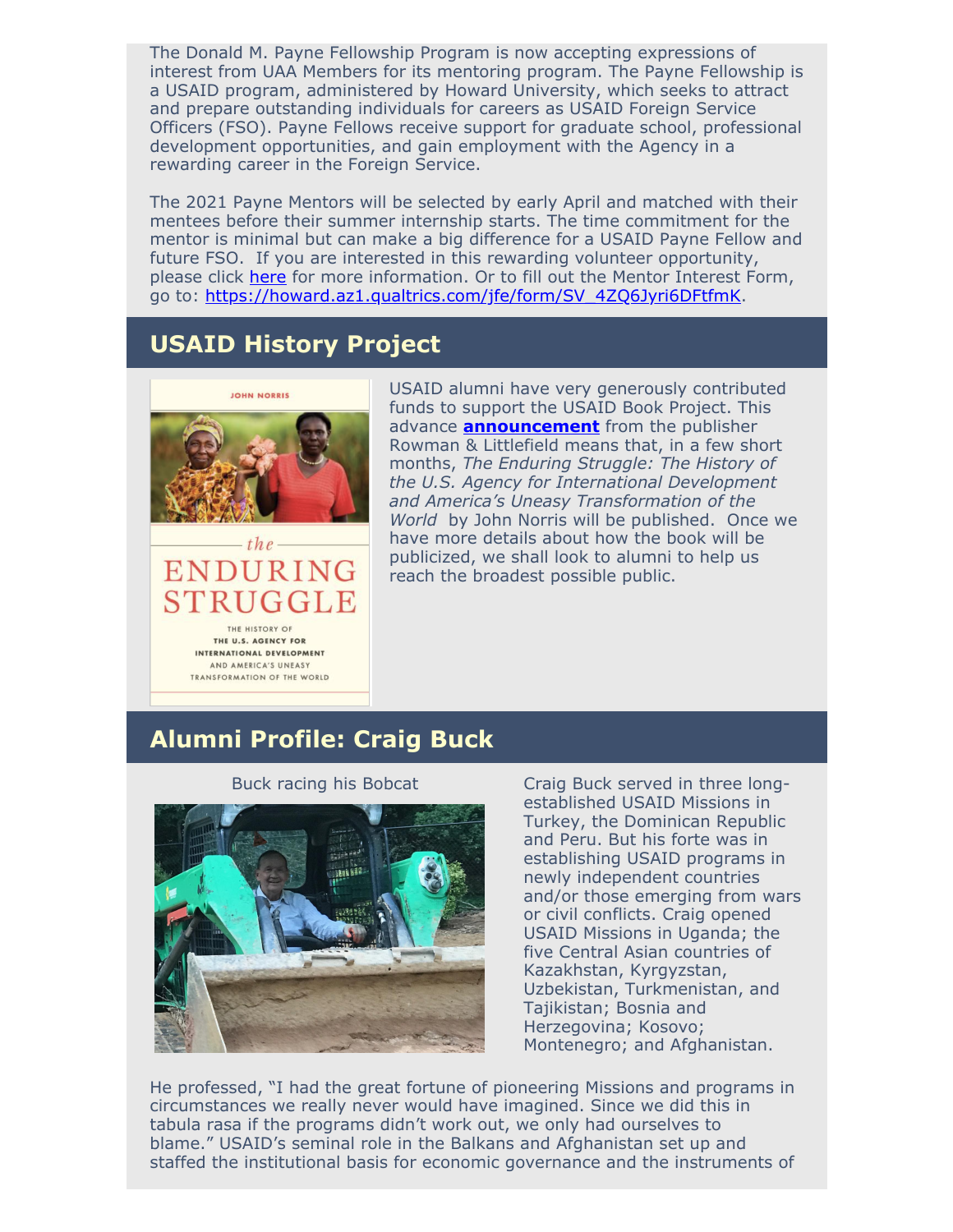The Donald M. Payne Fellowship Program is now accepting expressions of interest from UAA Members for its mentoring program. The Payne Fellowship is a USAID program, administered by Howard University, which seeks to attract and prepare outstanding individuals for careers as USAID Foreign Service Officers (FSO). Payne Fellows receive support for graduate school, professional development opportunities, and gain employment with the Agency in a rewarding career in the Foreign Service.

The 2021 Payne Mentors will be selected by early April and matched with their mentees before their summer internship starts. The time commitment for the mentor is minimal but can make a big difference for a USAID Payne Fellow and future FSO. If you are interested in this rewarding volunteer opportunity, please click here for more information. Or to fill out the Mentor Interest Form, go to: https://howard.az1.qualtrics.com/jfe/form/SV_4ZQ6Jyri6DFtfmK.

## USAID History Project

USAID alumni have very generously contributed funds to support the USAID Book Project. This advance **announcement** from the publisher Rowman & Littlefield means that, in a few short months, *The Enduring Struggle: The History of the U.S. Agency for International Development and America's Uneasy Transformation of the World* by John Norris will be published. Once we have more details about how the book will be publicized, we shall look to alumni to help us reach the broadest possible public.

## Alumni Profile: Craig Buck

Buck racing his Bobcat

Craig Buck served in three long-established USAID Missions in Turkey, the Dominican Republic and Peru. But his forte was in establishing USAID programs in newly independent countries and/or those emerging from wars or civil conflicts. Craig opened USAID Missions in Uganda; the five Central Asian countries of Kazakhstan, Kyrgyzstan, Uzbekistan, Turkmenistan, and Tajikistan; Bosnia and Herzegovina; Kosovo; Montenegro; and Afghanistan.

He professed, "I had the great fortune of pioneering Missions and programs in circumstances we really never would have imagined. Since we did this in tabula rasa if the programs didn't work out, we only had ourselves to blame." USAID's seminal role in the Balkans and Afghanistan set up and staffed the institutional basis for economic governance and the instruments of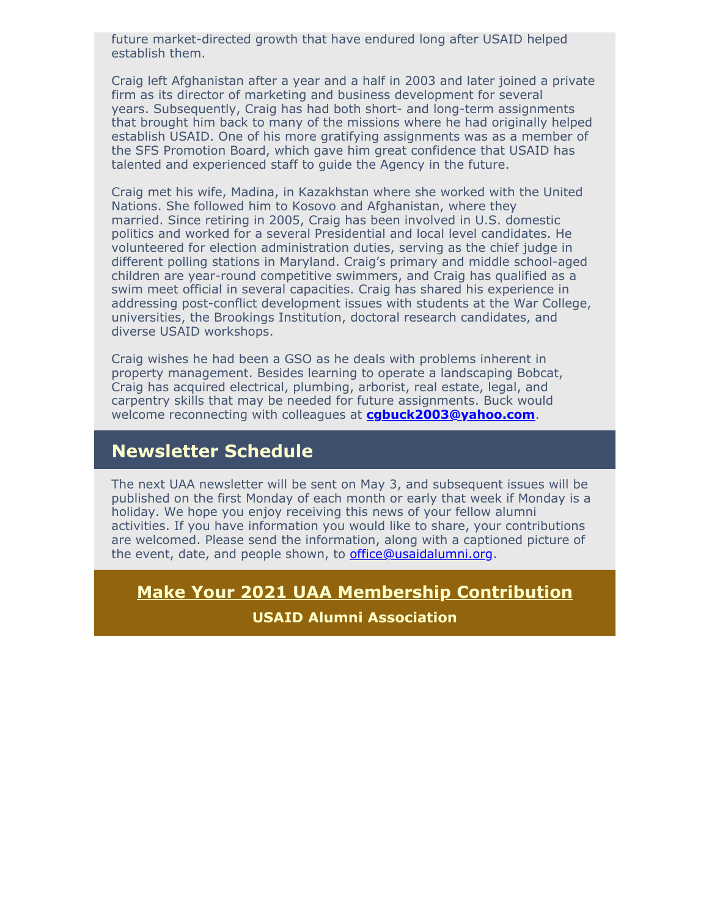future market-directed growth that have endured long after USAID helped establish them.

Craig left Afghanistan after a year and a half in 2003 and later joined a private firm as its director of marketing and business development for several years. Subsequently, Craig has had both short- and long-term assignments that brought him back to many of the missions where he had originally helped establish USAID. One of his more gratifying assignments was as a member of the SFS Promotion Board, which gave him great confidence that USAID has talented and experienced staff to guide the Agency in the future.

Craig met his wife, Madina, in Kazakhstan where she worked with the United Nations. She followed him to Kosovo and Afghanistan, where they married. Since retiring in 2005, Craig has been involved in U.S. domestic politics and worked for a several Presidential and local level candidates. He volunteered for election administration duties, serving as the chief judge in different polling stations in Maryland. Craig's primary and middle school-aged children are year-round competitive swimmers, and Craig has qualified as a swim meet official in several capacities. Craig has shared his experience in addressing post-conflict development issues with students at the War College, universities, the Brookings Institution, doctoral research candidates, and diverse USAID workshops.

Craig wishes he had been a GSO as he deals with problems inherent in property management. Besides learning to operate a landscaping Bobcat, Craig has acquired electrical, plumbing, arborist, real estate, legal, and carpentry skills that may be needed for future assignments. Buck would welcome reconnecting with colleagues at **cgbuck2003@yahoo.com**.

## Newsletter Schedule

The next UAA newsletter will be sent on May 3, and subsequent issues will be published on the first Monday of each month or early that week if Monday is a holiday. We hope you enjoy receiving this news of your fellow alumni activities. If you have information you would like to share, your contributions are welcomed. Please send the information, along with a captioned picture of the event, date, and people shown, to office@usaidalumni.org.

## Make Your 2021 UAA Membership Contribution

**USAID Alumni Association**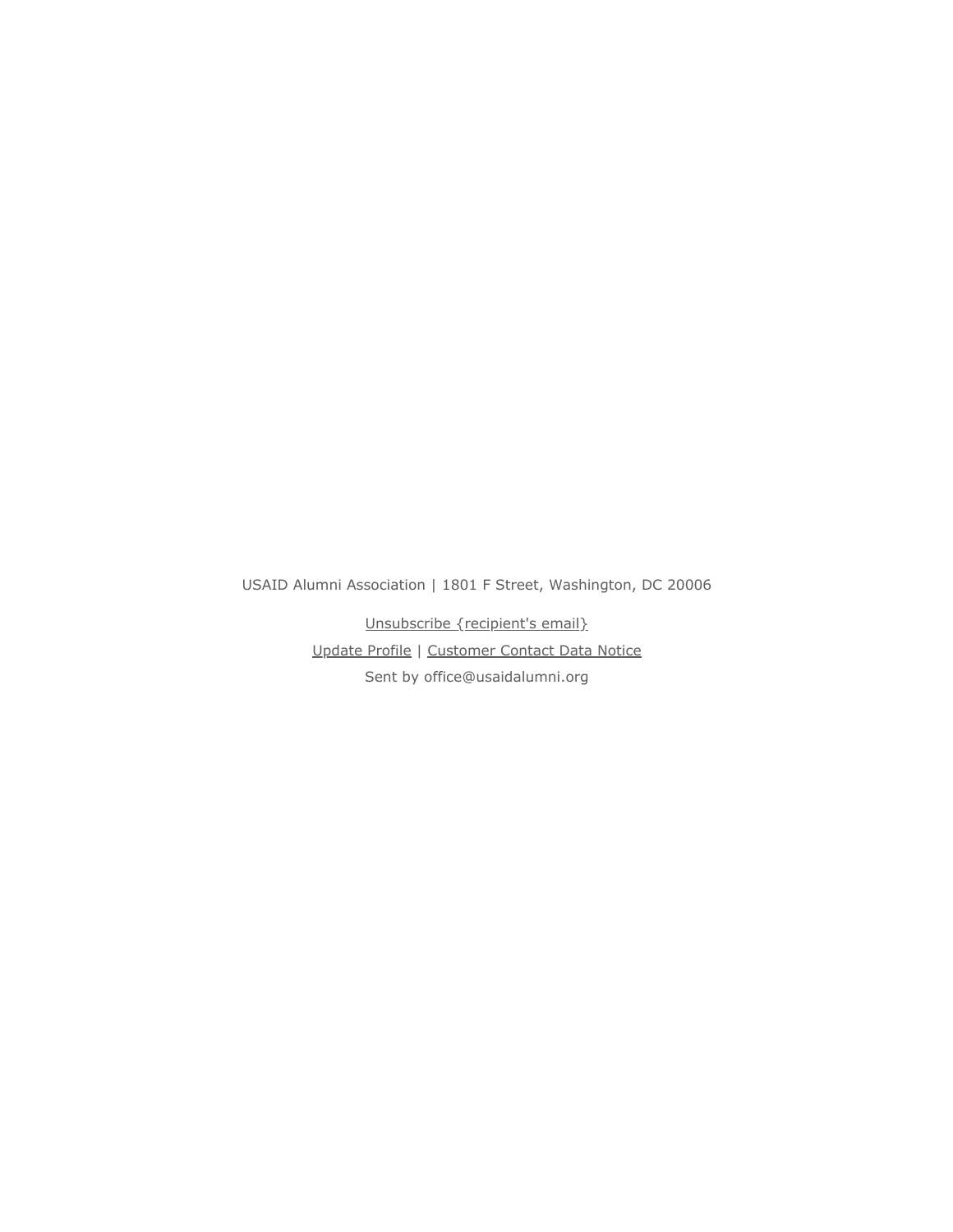USAID Alumni Association | 1801 F Street, Washington, DC 20006

Unsubscribe {recipient's email}

Update Profile | Customer Contact Data Notice

Sent by office@usaidalumni.org